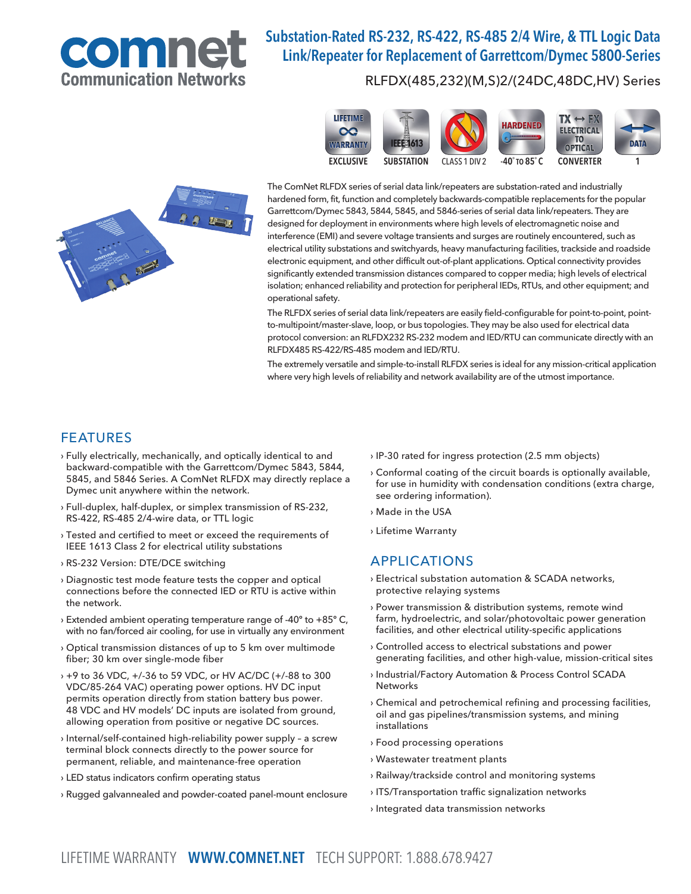# Substation-Rated RS-232, RS-422, RS-485 2/4 Wire, & TTL Logic Data Link/Repeater for Replacement of Garrettcom/Dymec 5800-Series

RLFDX(485,232)(M,S)2/(24DC,48DC,HV) Series

EXCLUSIVE | SUBSTATION | CLASS 1 DIV 2 | -40˚ TO 85˚ C | CONVERTER | 1

The ComNet RLFDX series of serial data link/repeaters are substation-rated and industrially hardened form, fit, function and completely backwards-compatible replacements for the popular Garrettcom/Dymec 5843, 5844, 5845, and 5846-series of serial data link/repeaters. They are designed for deployment in environments where high levels of electromagnetic noise and interference (EMI) and severe voltage transients and surges are routinely encountered, such as electrical utility substations and switchyards, heavy manufacturing facilities, trackside and roadside electronic equipment, and other difficult out-of-plant applications. Optical connectivity provides significantly extended transmission distances compared to copper media; high levels of electrical isolation; enhanced reliability and protection for peripheral IEDs, RTUs, and other equipment; and operational safety.

The RLFDX series of serial data link/repeaters are easily field-configurable for point-to-point, point-to-multipoint/master-slave, loop, or bus topologies. They may be also used for electrical data protocol conversion: an RLFDX232 RS-232 modem and IED/RTU can communicate directly with an RLFDX485 RS-422/RS-485 modem and IED/RTU.

The extremely versatile and simple-to-install RLFDX series is ideal for any mission-critical application where very high levels of reliability and network availability are of the utmost importance.

## FEATURES

- Fully electrically, mechanically, and optically identical to and backward-compatible with the Garrettcom/Dymec 5843, 5844, 5845, and 5846 Series. A ComNet RLFDX may directly replace a Dymec unit anywhere within the network.
- Full-duplex, half-duplex, or simplex transmission of RS-232, RS-422, RS-485 2/4-wire data, or TTL logic
- Tested and certified to meet or exceed the requirements of IEEE 1613 Class 2 for electrical utility substations
- RS-232 Version: DTE/DCE switching
- Diagnostic test mode feature tests the copper and optical connections before the connected IED or RTU is active within the network.
- Extended ambient operating temperature range of -40° to +85° C, with no fan/forced air cooling, for use in virtually any environment
- Optical transmission distances of up to 5 km over multimode fiber; 30 km over single-mode fiber
- +9 to 36 VDC, +/-36 to 59 VDC, or HV AC/DC (+/-88 to 300 VDC/85-264 VAC) operating power options. HV DC input permits operation directly from station battery bus power. 48 VDC and HV models' DC inputs are isolated from ground, allowing operation from positive or negative DC sources.
- Internal/self-contained high-reliability power supply – a screw terminal block connects directly to the power source for permanent, reliable, and maintenance-free operation
- LED status indicators confirm operating status
- Rugged galvannealed and powder-coated panel-mount enclosure
- IP-30 rated for ingress protection (2.5 mm objects)
- Conformal coating of the circuit boards is optionally available, for use in humidity with condensation conditions (extra charge, see ordering information).
- Made in the USA
- Lifetime Warranty

## APPLICATIONS

- Electrical substation automation & SCADA networks, protective relaying systems
- Power transmission & distribution systems, remote wind farm, hydroelectric, and solar/photovoltaic power generation facilities, and other electrical utility-specific applications
- Controlled access to electrical substations and power generating facilities, and other high-value, mission-critical sites
- Industrial/Factory Automation & Process Control SCADA Networks
- Chemical and petrochemical refining and processing facilities, oil and gas pipelines/transmission systems, and mining installations
- Food processing operations
- Wastewater treatment plants
- Railway/trackside control and monitoring systems
- ITS/Transportation traffic signalization networks
- Integrated data transmission networks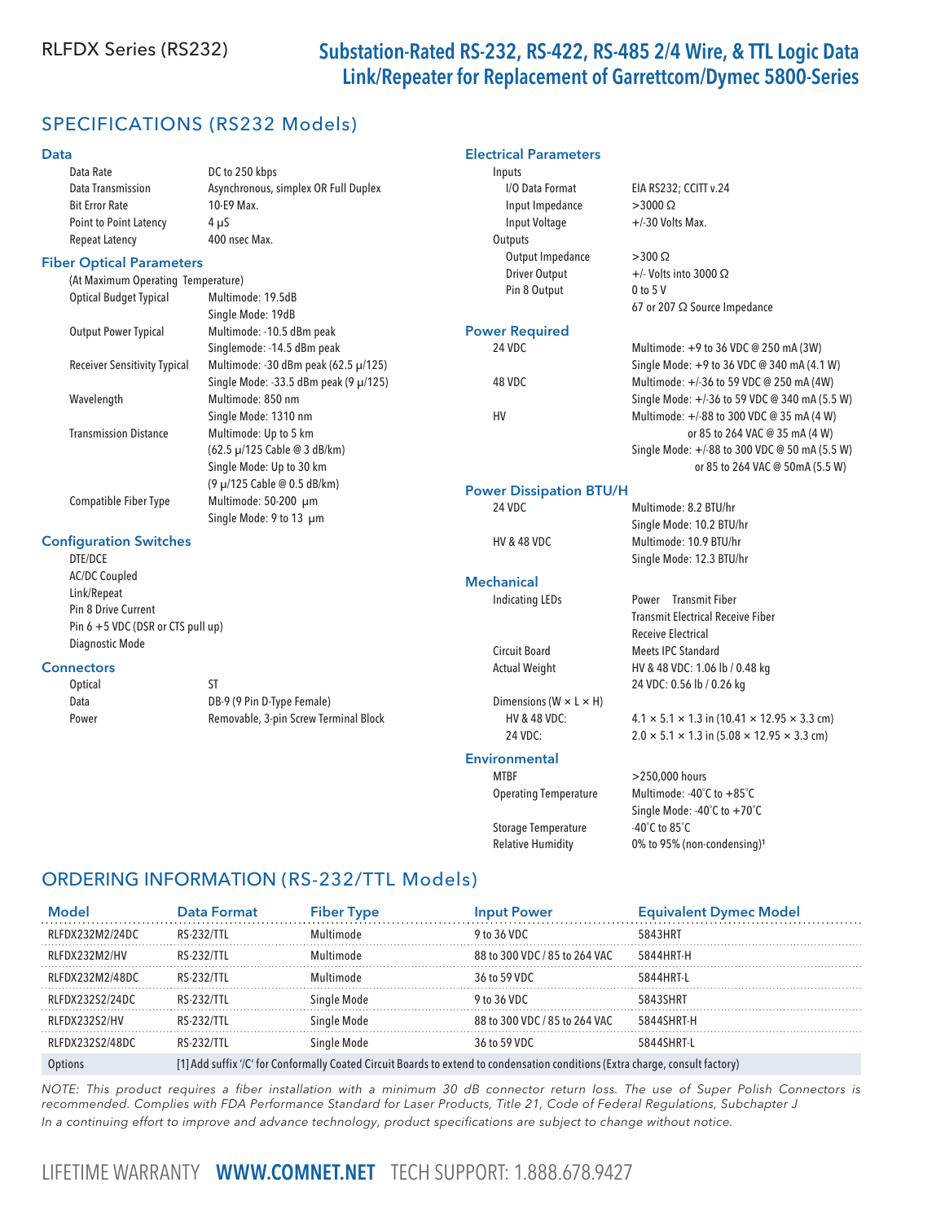RLFDX Series (RS232)

# Substation-Rated RS-232, RS-422, RS-485 2/4 Wire, & TTL Logic Data Link/Repeater for Replacement of Garrettcom/Dymec 5800-Series

## SPECIFICATIONS (RS232 Models)

### Data

| | |
|---|---|
| Data Rate | DC to 250 kbps |
| Data Transmission | Asynchronous, simplex OR Full Duplex |
| Bit Error Rate | 10-E9 Max. |
| Point to Point Latency | 4 μS |
| Repeat Latency | 400 nsec Max. |

### Fiber Optical Parameters

(At Maximum Operating Temperature)

| | |
|---|---|
| Optical Budget Typical | Multimode: 19.5dB<br>Single Mode: 19dB |
| Output Power Typical | Multimode: -10.5 dBm peak<br>Singlemode: -14.5 dBm peak |
| Receiver Sensitivity Typical | Multimode: -30 dBm peak (62.5 μ/125)<br>Single Mode: -33.5 dBm peak (9 μ/125) |
| Wavelength | Multimode: 850 nm<br>Single Mode: 1310 nm |
| Transmission Distance | Multimode: Up to 5 km<br>(62.5 μ/125 Cable @ 3 dB/km)<br>Single Mode: Up to 30 km<br>(9 μ/125 Cable @ 0.5 dB/km) |
| Compatible Fiber Type | Multimode: 50-200 μm<br>Single Mode: 9 to 13 μm |

### Configuration Switches

- DTE/DCE
- AC/DC Coupled
- Link/Repeat
- Pin 8 Drive Current
- Pin 6 +5 VDC (DSR or CTS pull up)
- Diagnostic Mode

### Connectors

| | |
|---|---|
| Optical | ST |
| Data | DB-9 (9 Pin D-Type Female) |
| Power | Removable, 3-pin Screw Terminal Block |

### Electrical Parameters

| | |
|---|---|
| **Inputs** | |
| I/O Data Format | EIA RS232; CCITT v.24 |
| Input Impedance | >3000 Ω |
| Input Voltage | +/-30 Volts Max. |
| **Outputs** | |
| Output Impedance | >300 Ω |
| Driver Output | +/- Volts into 3000 Ω |
| Pin 8 Output | 0 to 5 V<br>67 or 207 Ω Source Impedance |

### Power Required

| | |
|---|---|
| 24 VDC | Multimode: +9 to 36 VDC @ 250 mA (3W)<br>Single Mode: +9 to 36 VDC @ 340 mA (4.1 W) |
| 48 VDC | Multimode: +/-36 to 59 VDC @ 250 mA (4W)<br>Single Mode: +/-36 to 59 VDC @ 340 mA (5.5 W) |
| HV | Multimode: +/-88 to 300 VDC @ 35 mA (4 W)<br>or 85 to 264 VAC @ 35 mA (4 W)<br>Single Mode: +/-88 to 300 VDC @ 50 mA (5.5 W)<br>or 85 to 264 VAC @ 50mA (5.5 W) |

### Power Dissipation BTU/H

| | |
|---|---|
| 24 VDC | Multimode: 8.2 BTU/hr<br>Single Mode: 10.2 BTU/hr |
| HV & 48 VDC | Multimode: 10.9 BTU/hr<br>Single Mode: 12.3 BTU/hr |

### Mechanical

| | |
|---|---|
| Indicating LEDs | Power Transmit Fiber<br>Transmit Electrical Receive Fiber<br>Receive Electrical |
| Circuit Board | Meets IPC Standard |
| Actual Weight | HV & 48 VDC: 1.06 lb / 0.48 kg<br>24 VDC: 0.56 lb / 0.26 kg |
| Dimensions (W × L × H) | |
| HV & 48 VDC: | 4.1 × 5.1 × 1.3 in (10.41 × 12.95 × 3.3 cm) |
| 24 VDC: | 2.0 × 5.1 × 1.3 in (5.08 × 12.95 × 3.3 cm) |

### Environmental

| | |
|---|---|
| MTBF | >250,000 hours |
| Operating Temperature | Multimode: -40˚C to +85˚C<br>Single Mode: -40˚C to +70˚C |
| Storage Temperature | -40˚C to 85˚C |
| Relative Humidity | 0% to 95% (non-condensing)[1] |

## ORDERING INFORMATION (RS-232/TTL Models)

| Model | Data Format | Fiber Type | Input Power | Equivalent Dymec Model |
|---|---|---|---|---|
| RLFDX232M2/24DC | RS-232/TTL | Multimode | 9 to 36 VDC | 5843HRT |
| RLFDX232M2/HV | RS-232/TTL | Multimode | 88 to 300 VDC / 85 to 264 VAC | 5844HRT-H |
| RLFDX232M2/48DC | RS-232/TTL | Multimode | 36 to 59 VDC | 5844HRT-L |
| RLFDX232S2/24DC | RS-232/TTL | Single Mode | 9 to 36 VDC | 5843SHRT |
| RLFDX232S2/HV | RS-232/TTL | Single Mode | 88 to 300 VDC / 85 to 264 VAC | 5844SHRT-H |
| RLFDX232S2/48DC | RS-232/TTL | Single Mode | 36 to 59 VDC | 5844SHRT-L |
| Options | [1] Add suffix '/C' for Conformally Coated Circuit Boards to extend to condensation conditions (Extra charge, consult factory) | | | |

*NOTE: This product requires a fiber installation with a minimum 30 dB connector return loss. The use of Super Polish Connectors is recommended. Complies with FDA Performance Standard for Laser Products, Title 21, Code of Federal Regulations, Subchapter J*

*In a continuing effort to improve and advance technology, product specifications are subject to change without notice.*

LIFETIME WARRANTY **WWW.COMNET.NET** TECH SUPPORT: 1.888.678.9427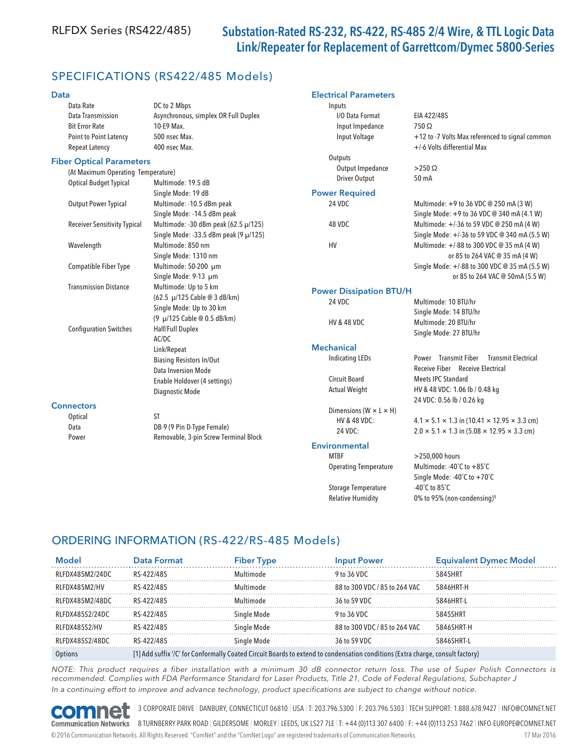# RLFDX Series (RS422/485)

## Substation-Rated RS-232, RS-422, RS-485 2/4 Wire, & TTL Logic Data Link/Repeater for Replacement of Garrettcom/Dymec 5800-Series

## SPECIFICATIONS (RS422/485 Models)

### Data

| | |
|---|---|
| Data Rate | DC to 2 Mbps |
| Data Transmission | Asynchronous, simplex OR Full Duplex |
| Bit Error Rate | 10-E9 Max. |
| Point to Point Latency | 500 nsec Max. |
| Repeat Latency | 400 nsec Max. |

### Fiber Optical Parameters

(At Maximum Operating Temperature)

| | |
|---|---|
| Optical Budget Typical | Multimode: 19.5 dB<br>Single Mode: 19 dB |
| Output Power Typical | Multimode: -10.5 dBm peak<br>Single Mode: -14.5 dBm peak |
| Receiver Sensitivity Typical | Multimode: -30 dBm peak (62.5 μ/125)<br>Single Mode: -33.5 dBm peak (9 μ/125) |
| Wavelength | Multimode: 850 nm<br>Single Mode: 1310 nm |
| Compatible Fiber Type | Multimode: 50-200 μm<br>Single Mode: 9-13 μm |
| Transmission Distance | Multimode: Up to 5 km<br>(62.5 μ/125 Cable @ 3 dB/km)<br>Single Mode: Up to 30 km<br>(9 μ/125 Cable @ 0.5 dB/km) |
| Configuration Switches | Half/Full Duplex<br>AC/DC<br>Link/Repeat<br>Biasing Resistors In/Out<br>Data Inversion Mode<br>Enable Holdover (4 settings)<br>Diagnostic Mode |

### Connectors

| | |
|---|---|
| Optical | ST |
| Data | DB-9 (9 Pin D-Type Female) |
| Power | Removable, 3-pin Screw Terminal Block |

### Electrical Parameters

**Inputs**

| | |
|---|---|
| I/O Data Format | EIA 422/485 |
| Input Impedance | 750 Ω |
| Input Voltage | +12 to -7 Volts Max referenced to signal common<br>+/-6 Volts differential Max |

**Outputs**

| | |
|---|---|
| Output Impedance | >250 Ω |
| Driver Output | 50 mA |

### Power Required

| | |
|---|---|
| 24 VDC | Multimode: +9 to 36 VDC @ 250 mA (3 W)<br>Single Mode: +9 to 36 VDC @ 340 mA (4.1 W) |
| 48 VDC | Multimode: +/-36 to 59 VDC @ 250 mA (4 W)<br>Single Mode: +/-36 to 59 VDC @ 340 mA (5.5 W) |
| HV | Multimode: +/-88 to 300 VDC @ 35 mA (4 W)<br>or 85 to 264 VAC @ 35 mA (4 W)<br>Single Mode: +/-88 to 300 VDC @ 35 mA (5.5 W)<br>or 85 to 264 VAC @ 50mA (5.5 W) |

### Power Dissipation BTU/H

| | |
|---|---|
| 24 VDC | Multimode: 10 BTU/hr<br>Single Mode: 14 BTU/hr |
| HV & 48 VDC | Multimode: 20 BTU/hr<br>Single Mode: 27 BTU/hr |

### Mechanical

| | |
|---|---|
| Indicating LEDs | Power, Transmit Fiber, Transmit Electrical, Receive Fiber, Receive Electrical |
| Circuit Board | Meets IPC Standard |
| Actual Weight | HV & 48 VDC: 1.06 lb / 0.48 kg<br>24 VDC: 0.56 lb / 0.26 kg |
| Dimensions (W × L × H) | |
| HV & 48 VDC: | 4.1 × 5.1 × 1.3 in (10.41 × 12.95 × 3.3 cm) |
| 24 VDC: | 2.0 × 5.1 × 1.3 in (5.08 × 12.95 × 3.3 cm) |

### Environmental

| | |
|---|---|
| MTBF | >250,000 hours |
| Operating Temperature | Multimode: -40˚C to +85˚C<br>Single Mode: -40˚C to +70˚C |
| Storage Temperature | -40˚C to 85˚C |
| Relative Humidity | 0% to 95% (non-condensing)[1] |

## ORDERING INFORMATION (RS-422/RS-485 Models)

| Model | Data Format | Fiber Type | Input Power | Equivalent Dymec Model |
|---|---|---|---|---|
| RLFDX485M2/24DC | RS-422/485 | Multimode | 9 to 36 VDC | 5845HRT |
| RLFDX485M2/HV | RS-422/485 | Multimode | 88 to 300 VDC / 85 to 264 VAC | 5846HRT-H |
| RLFDX485M2/48DC | RS-422/485 | Multimode | 36 to 59 VDC | 5846HRT-L |
| RLFDX485S2/24DC | RS-422/485 | Single Mode | 9 to 36 VDC | 5845SHRT |
| RLFDX485S2/HV | RS-422/485 | Single Mode | 88 to 300 VDC / 85 to 264 VAC | 5846SHRT-H |
| RLFDX485S2/48DC | RS-422/485 | Single Mode | 36 to 59 VDC | 5846SHRT-L |
| Options | [1] Add suffix '/C' for Conformally Coated Circuit Boards to extend to condensation conditions (Extra charge, consult factory) | | | |

*NOTE: This product requires a fiber installation with a minimum 30 dB connector return loss. The use of Super Polish Connectors is recommended. Complies with FDA Performance Standard for Laser Products, Title 21, Code of Federal Regulations, Subchapter J*

*In a continuing effort to improve and advance technology, product specifications are subject to change without notice.*

comnet Communication Networks

3 CORPORATE DRIVE | DANBURY, CONNECTICUT 06810 | USA | T: 203.796.5300 | F: 203.796.5303 | TECH SUPPORT: 1.888.678.9427 | INFO@COMNET.NET

8 TURNBERRY PARK ROAD | GILDERSOME | MORLEY | LEEDS, UK LS27 7LE | T: +44 (0)113 307 6400 | F: +44 (0)113 253 7462 | INFO-EUROPE@COMNET.NET

© 2016 Communication Networks. All Rights Reserved. "ComNet" and the "ComNet Logo" are registered trademarks of Communication Networks. 17 Mar 2016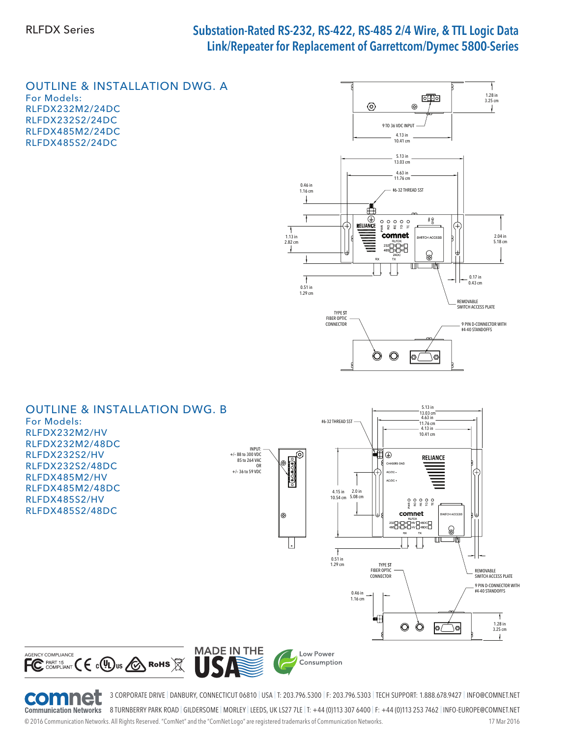## OUTLINE & INSTALLATION DWG. A

For Models:
RLFDX232M2/24DC
RLFDX232S2/24DC
RLFDX485M2/24DC
RLFDX485S2/24DC

9 TO 36 VDC INPUT
4.13 in
10.41 cm
1.28 in
3.25 cm
5.13 in
13.03 cm
4.63 in
11.76 cm
0.46 in
1.16 cm
#6-32 THREAD SST
1.13 in
2.82 cm
2.04 in
5.18 cm
0.17 in
0.43 cm
0.51 in
1.29 cm
REMOVABLE SWITCH ACCESS PLATE
TYPE ST FIBER OPTIC CONNECTOR
9 PIN D-CONNECTOR WITH #4-40 STANDOFFS

## OUTLINE & INSTALLATION DWG. B

For Models:
RLFDX232M2/HV
RLFDX232M2/48DC
RLFDX232S2/HV
RLFDX232S2/48DC
RLFDX485M2/HV
RLFDX485M2/48DC
RLFDX485S2/HV
RLFDX485S2/48DC

INPUT:
+/- 88 to 300 VDC
85 to 264 VAC
OR
+/- 36 to 59 VDC
#6-32 THREAD SST
5.13 in
13.03 cm
4.63 in
11.76 cm
4.13 in
10.41 cm
4.15 in
10.54 cm
2.0 in
5.08 cm
0.51 in
1.29 cm
TYPE ST FIBER OPTIC CONNECTOR
REMOVABLE SWITCH ACCESS PLATE
9 PIN D-CONNECTOR WITH #4-40 STANDOFFS
0.46 in
1.16 cm
1.28 in
3.25 cm

AGENCY COMPLIANCE
PART 15 COMPLIANT
RoHS
MADE IN THE USA
Low Power Consumption

3 CORPORATE DRIVE | DANBURY, CONNECTICUT 06810 | USA | T: 203.796.5300 | F: 203.796.5303 | TECH SUPPORT: 1.888.678.9427 | INFO@COMNET.NET

8 TURNBERRY PARK ROAD | GILDERSOME | MORLEY | LEEDS, UK LS27 7LE | T: +44 (0)113 307 6400 | F: +44 (0)113 253 7462 | INFO-EUROPE@COMNET.NET

© 2016 Communication Networks. All Rights Reserved. "ComNet" and the "ComNet Logo" are registered trademarks of Communication Networks. 17 Mar 2016